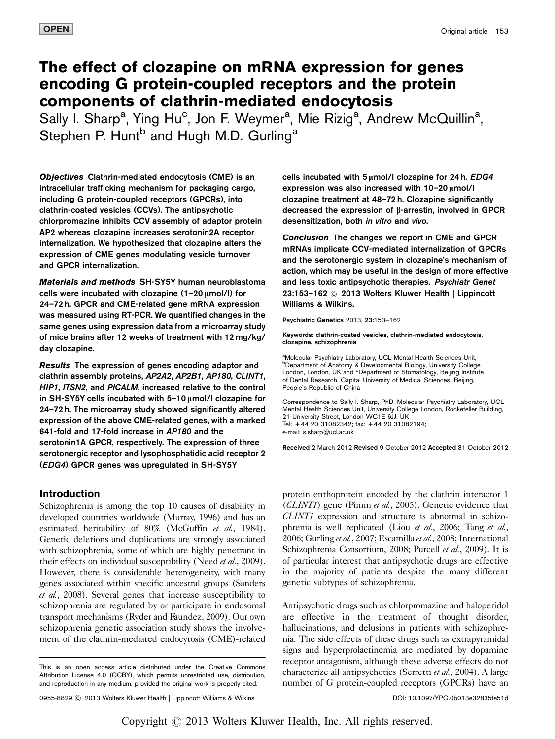OPEN

# The effect of clozapine on mRNA expression for genes encoding G protein-coupled receptors and the protein components of clathrin-mediated endocytosis

Sally I. Sharp[a], Ying Hu[c], Jon F. Weymer[a], Mie Rizig[a], Andrew McQuillin[a], Stephen P. Hunt[b] and Hugh M.D. Gurling[a]

***Objectives*** **Clathrin-mediated endocytosis (CME) is an intracellular trafficking mechanism for packaging cargo, including G protein-coupled receptors (GPCRs), into clathrin-coated vesicles (CCVs). The antipsychotic chlorpromazine inhibits CCV assembly of adaptor protein AP2 whereas clozapine increases serotonin2A receptor internalization. We hypothesized that clozapine alters the expression of CME genes modulating vesicle turnover and GPCR internalization.**

***Materials and methods*** **SH-SY5Y human neuroblastoma cells were incubated with clozapine (1–20 μmol/l) for 24–72 h. GPCR and CME-related gene mRNA expression was measured using RT-PCR. We quantified changes in the same genes using expression data from a microarray study of mice brains after 12 weeks of treatment with 12 mg/kg/day clozapine.**

***Results*** **The expression of genes encoding adaptor and clathrin assembly proteins, *AP2A2*, *AP2B1*, *AP180*, *CLINT1*, *HIP1*, *ITSN2*, and *PICALM*, increased relative to the control in SH-SY5Y cells incubated with 5–10 μmol/l clozapine for 24–72 h. The microarray study showed significantly altered expression of the above CME-related genes, with a marked 641-fold and 17-fold increase in *AP180* and the serotonin1A GPCR, respectively. The expression of three serotonergic receptor and lysophosphatidic acid receptor 2 (*EDG4*) GPCR genes was upregulated in SH-SY5Y cells incubated with 5 μmol/l clozapine for 24 h. *EDG4* expression was also increased with 10–20 μmol/l clozapine treatment at 48–72 h. Clozapine significantly decreased the expression of β-arrestin, involved in GPCR desensitization, both *in vitro* and *vivo*.**

***Conclusion*** **The changes we report in CME and GPCR mRNAs implicate CCV-mediated internalization of GPCRs and the serotonergic system in clozapine's mechanism of action, which may be useful in the design of more effective and less toxic antipsychotic therapies. *Psychiatr Genet* 23:153–162 © 2013 Wolters Kluwer Health | Lippincott Williams & Wilkins.**

Psychiatric Genetics 2013, 23:153–162

Keywords: clathrin-coated vesicles, clathrin-mediated endocytosis, clozapine, schizophrenia

[a]Molecular Psychiatry Laboratory, UCL Mental Health Sciences Unit, [b]Department of Anatomy & Developmental Biology, University College London, London, UK and [c]Department of Stomatology, Beijing Institute of Dental Research, Capital University of Medical Sciences, Beijing, People's Republic of China

Correspondence to Sally I. Sharp, PhD, Molecular Psychiatry Laboratory, UCL Mental Health Sciences Unit, University College London, Rockefeller Building, 21 University Street, London WC1E 6JJ, UK
Tel: +44 20 31082342; fax: +44 20 31082194;
e-mail: s.sharp@ucl.ac.uk

Received 2 March 2012 Revised 9 October 2012 Accepted 31 October 2012

## Introduction

Schizophrenia is among the top 10 causes of disability in developed countries worldwide (Murray, 1996) and has an estimated heritability of 80% (McGuffin *et al.*, 1984). Genetic deletions and duplications are strongly associated with schizophrenia, some of which are highly penetrant in their effects on individual susceptibility (Need *et al.*, 2009). However, there is considerable heterogeneity, with many genes associated within specific ancestral groups (Sanders *et al.*, 2008). Several genes that increase susceptibility to schizophrenia are regulated by or participate in endosomal transport mechanisms (Ryder and Faundez, 2009). Our own schizophrenia genetic association study shows the involvement of the clathrin-mediated endocytosis (CME)-related protein enthoprotein encoded by the clathrin interactor 1 (*CLINT1*) gene (Pimm *et al.*, 2005). Genetic evidence that *CLINT1* expression and structure is abnormal in schizophrenia is well replicated (Liou *et al.*, 2006; Tang *et al.*, 2006; Gurling *et al.*, 2007; Escamilla *et al.*, 2008; International Schizophrenia Consortium, 2008; Purcell *et al.*, 2009). It is of particular interest that antipsychotic drugs are effective in the majority of patients despite the many different genetic subtypes of schizophrenia.

Antipsychotic drugs such as chlorpromazine and haloperidol are effective in the treatment of thought disorder, hallucinations, and delusions in patients with schizophrenia. The side effects of these drugs such as extrapyramidal signs and hyperprolactinemia are mediated by dopamine receptor antagonism, although these adverse effects do not characterize all antipsychotics (Serretti *et al.*, 2004). A large number of G protein-coupled receptors (GPCRs) have an

This is an open access article distributed under the Creative Commons Attribution License 4.0 (CCBY), which permits unrestricted use, distribution, and reproduction in any medium, provided the original work is properly cited.

0955-8829 © 2013 Wolters Kluwer Health | Lippincott Williams & Wilkins DOI: 10.1097/YPG.0b013e32835fe51d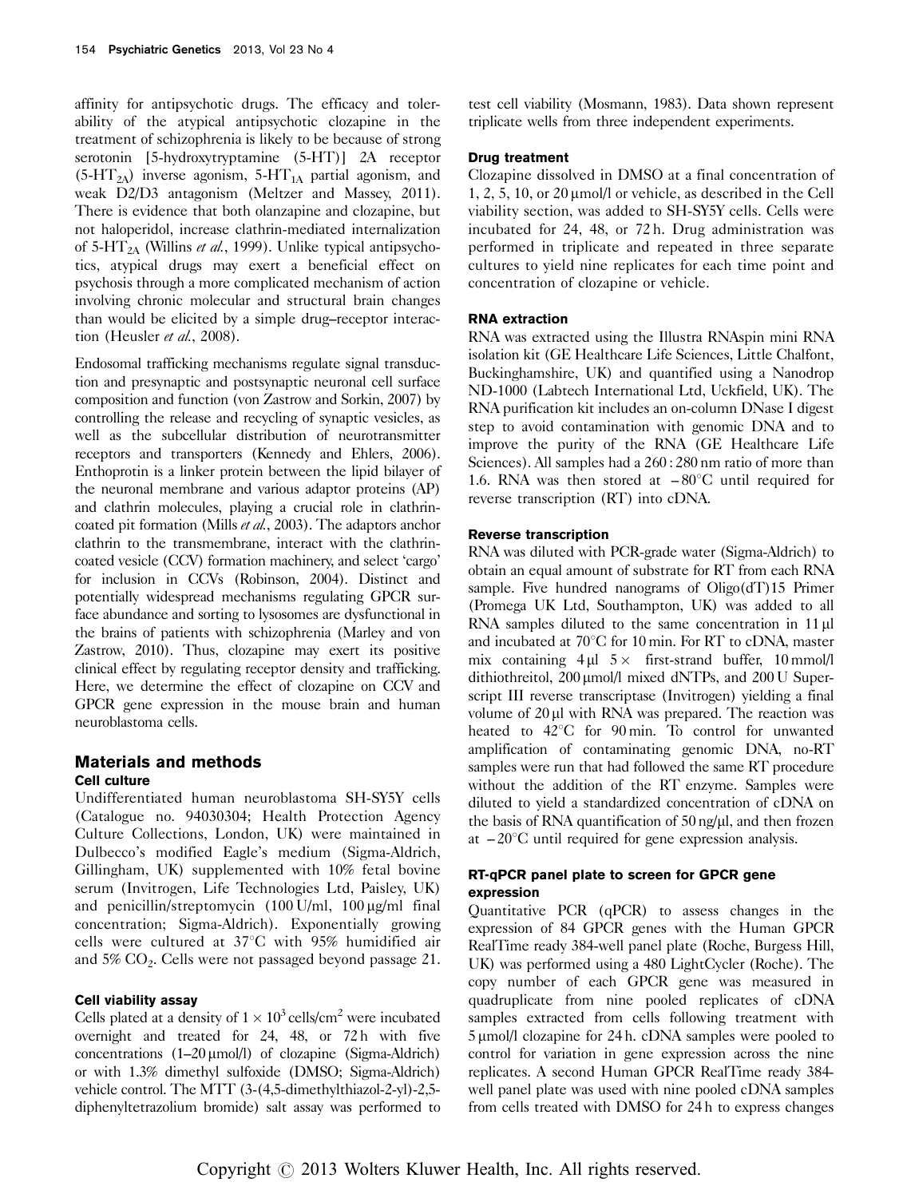affinity for antipsychotic drugs. The efficacy and tolerability of the atypical antipsychotic clozapine in the treatment of schizophrenia is likely to be because of strong serotonin [5-hydroxytryptamine (5-HT)] 2A receptor ($5\text{-HT}_{2A}$) inverse agonism, $5\text{-HT}_{1A}$ partial agonism, and weak D2/D3 antagonism (Meltzer and Massey, 2011). There is evidence that both olanzapine and clozapine, but not haloperidol, increase clathrin-mediated internalization of $5\text{-HT}_{2A}$ (Willins *et al.*, 1999). Unlike typical antipsychotics, atypical drugs may exert a beneficial effect on psychosis through a more complicated mechanism of action involving chronic molecular and structural brain changes than would be elicited by a simple drug–receptor interaction (Heusler *et al.*, 2008).

Endosomal trafficking mechanisms regulate signal transduction and presynaptic and postsynaptic neuronal cell surface composition and function (von Zastrow and Sorkin, 2007) by controlling the release and recycling of synaptic vesicles, as well as the subcellular distribution of neurotransmitter receptors and transporters (Kennedy and Ehlers, 2006). Enthoprotin is a linker protein between the lipid bilayer of the neuronal membrane and various adaptor proteins (AP) and clathrin molecules, playing a crucial role in clathrin-coated pit formation (Mills *et al.*, 2003). The adaptors anchor clathrin to the transmembrane, interact with the clathrin-coated vesicle (CCV) formation machinery, and select 'cargo' for inclusion in CCVs (Robinson, 2004). Distinct and potentially widespread mechanisms regulating GPCR surface abundance and sorting to lysosomes are dysfunctional in the brains of patients with schizophrenia (Marley and von Zastrow, 2010). Thus, clozapine may exert its positive clinical effect by regulating receptor density and trafficking. Here, we determine the effect of clozapine on CCV and GPCR gene expression in the mouse brain and human neuroblastoma cells.

## Materials and methods

### Cell culture

Undifferentiated human neuroblastoma SH-SY5Y cells (Catalogue no. 94030304; Health Protection Agency Culture Collections, London, UK) were maintained in Dulbecco's modified Eagle's medium (Sigma-Aldrich, Gillingham, UK) supplemented with 10% fetal bovine serum (Invitrogen, Life Technologies Ltd, Paisley, UK) and penicillin/streptomycin (100 U/ml, 100 μg/ml final concentration; Sigma-Aldrich). Exponentially growing cells were cultured at 37°C with 95% humidified air and 5% $CO_2$. Cells were not passaged beyond passage 21.

### Cell viability assay

Cells plated at a density of $1 \times 10^3$ cells/cm$^2$ were incubated overnight and treated for 24, 48, or 72 h with five concentrations (1–20 μmol/l) of clozapine (Sigma-Aldrich) or with 1.3% dimethyl sulfoxide (DMSO; Sigma-Aldrich) vehicle control. The MTT (3-(4,5-dimethylthiazol-2-yl)-2,5-diphenyltetrazolium bromide) salt assay was performed to test cell viability (Mosmann, 1983). Data shown represent triplicate wells from three independent experiments.

### Drug treatment

Clozapine dissolved in DMSO at a final concentration of 1, 2, 5, 10, or 20 μmol/l or vehicle, as described in the Cell viability section, was added to SH-SY5Y cells. Cells were incubated for 24, 48, or 72 h. Drug administration was performed in triplicate and repeated in three separate cultures to yield nine replicates for each time point and concentration of clozapine or vehicle.

### RNA extraction

RNA was extracted using the Illustra RNAspin mini RNA isolation kit (GE Healthcare Life Sciences, Little Chalfont, Buckinghamshire, UK) and quantified using a Nanodrop ND-1000 (Labtech International Ltd, Uckfield, UK). The RNA purification kit includes an on-column DNase I digest step to avoid contamination with genomic DNA and to improve the purity of the RNA (GE Healthcare Life Sciences). All samples had a 260 : 280 nm ratio of more than 1.6. RNA was then stored at −80°C until required for reverse transcription (RT) into cDNA.

### Reverse transcription

RNA was diluted with PCR-grade water (Sigma-Aldrich) to obtain an equal amount of substrate for RT from each RNA sample. Five hundred nanograms of Oligo(dT)15 Primer (Promega UK Ltd, Southampton, UK) was added to all RNA samples diluted to the same concentration in 11 μl and incubated at 70°C for 10 min. For RT to cDNA, master mix containing 4 μl 5× first-strand buffer, 10 mmol/l dithiothreitol, 200 μmol/l mixed dNTPs, and 200 U Superscript III reverse transcriptase (Invitrogen) yielding a final volume of 20 μl with RNA was prepared. The reaction was heated to 42°C for 90 min. To control for unwanted amplification of contaminating genomic DNA, no-RT samples were run that had followed the same RT procedure without the addition of the RT enzyme. Samples were diluted to yield a standardized concentration of cDNA on the basis of RNA quantification of 50 ng/μl, and then frozen at −20°C until required for gene expression analysis.

### RT-qPCR panel plate to screen for GPCR gene expression

Quantitative PCR (qPCR) to assess changes in the expression of 84 GPCR genes with the Human GPCR RealTime ready 384-well panel plate (Roche, Burgess Hill, UK) was performed using a 480 LightCycler (Roche). The copy number of each GPCR gene was measured in quadruplicate from nine pooled replicates of cDNA samples extracted from cells following treatment with 5 μmol/l clozapine for 24 h. cDNA samples were pooled to control for variation in gene expression across the nine replicates. A second Human GPCR RealTime ready 384-well panel plate was used with nine pooled cDNA samples from cells treated with DMSO for 24 h to express changes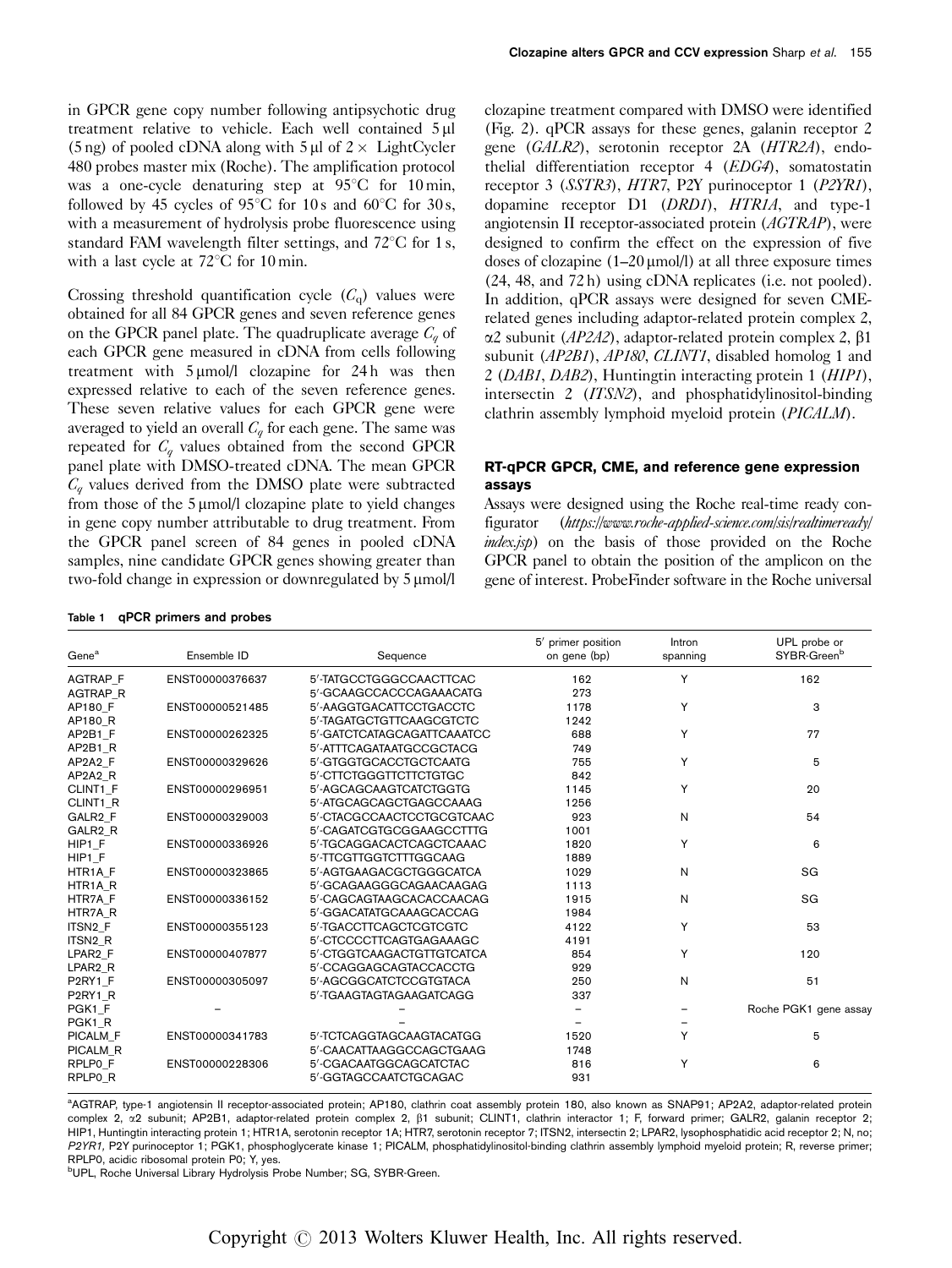in GPCR gene copy number following antipsychotic drug treatment relative to vehicle. Each well contained 5 μl (5 ng) of pooled cDNA along with 5 μl of 2 × LightCycler 480 probes master mix (Roche). The amplification protocol was a one-cycle denaturing step at 95°C for 10 min, followed by 45 cycles of 95°C for 10 s and 60°C for 30 s, with a measurement of hydrolysis probe fluorescence using standard FAM wavelength filter settings, and 72°C for 1 s, with a last cycle at 72°C for 10 min.

Crossing threshold quantification cycle ($C_q$) values were obtained for all 84 GPCR genes and seven reference genes on the GPCR panel plate. The quadruplicate average $C_q$ of each GPCR gene measured in cDNA from cells following treatment with 5 μmol/l clozapine for 24 h was then expressed relative to each of the seven reference genes. These seven relative values for each GPCR gene were averaged to yield an overall $C_q$ for each gene. The same was repeated for $C_q$ values obtained from the second GPCR panel plate with DMSO-treated cDNA. The mean GPCR $C_q$ values derived from the DMSO plate were subtracted from those of the 5 μmol/l clozapine plate to yield changes in gene copy number attributable to drug treatment. From the GPCR panel screen of 84 genes in pooled cDNA samples, nine candidate GPCR genes showing greater than two-fold change in expression or downregulated by 5 μmol/l clozapine treatment compared with DMSO were identified (Fig. 2). qPCR assays for these genes, galanin receptor 2 gene (*GALR2*), serotonin receptor 2A (*HTR2A*), endothelial differentiation receptor 4 (*EDG4*), somatostatin receptor 3 (*SSTR3*), *HTR7*, P2Y purinoceptor 1 (*P2YR1*), dopamine receptor D1 (*DRD1*), *HTR1A*, and type-1 angiotensin II receptor-associated protein (*AGTRAP*), were designed to confirm the effect on the expression of five doses of clozapine (1–20 μmol/l) at all three exposure times (24, 48, and 72 h) using cDNA replicates (i.e. not pooled). In addition, qPCR assays were designed for seven CME-related genes including adaptor-related protein complex 2, α2 subunit (*AP2A2*), adaptor-related protein complex 2, β1 subunit (*AP2B1*), *AP180*, *CLINT1*, disabled homolog 1 and 2 (*DAB1*, *DAB2*), Huntingtin interacting protein 1 (*HIP1*), intersectin 2 (*ITSN2*), and phosphatidylinositol-binding clathrin assembly lymphoid myeloid protein (*PICALM*).

### RT-qPCR GPCR, CME, and reference gene expression assays

Assays were designed using the Roche real-time ready configurator (*https://www.roche-applied-science.com/sis/realtimeready/index.jsp*) on the basis of those provided on the Roche GPCR panel to obtain the position of the amplicon on the gene of interest. ProbeFinder software in the Roche universal

**Table 1 qPCR primers and probes**

| Gene[a] | Ensemble ID | Sequence | 5′ primer position on gene (bp) | Intron spanning | UPL probe or SYBR-Green[b] |
|---|---|---|---|---|---|
| AGTRAP_F | ENST00000376637 | 5′-TATGCCTGGGCCAACTTCAC | 162 | Y | 162 |
| AGTRAP_R | | 5′-GCAAGCCACCCAGAAACATG | 273 | | |
| AP180_F | ENST00000521485 | 5′-AAGGTGACATTCCTGACCTC | 1178 | Y | 3 |
| AP180_R | | 5′-TAGATGCTGTTCAAGCGTCTC | 1242 | | |
| AP2B1_F | ENST00000262325 | 5′-GATCTCATAGCAGATTCAAATCC | 688 | Y | 77 |
| AP2B1_R | | 5′-ATTTCAGATAATGCCGCTACG | 749 | | |
| AP2A2_F | ENST00000329626 | 5′-GTGGTGCACCTGCTCAATG | 755 | Y | 5 |
| AP2A2_R | | 5′-CTTCTGGGTTCTTCTGTGC | 842 | | |
| CLINT1_F | ENST00000296951 | 5′-AGCAGCAAGTCATCTGGTG | 1145 | Y | 20 |
| CLINT1_R | | 5′-ATGCAGCAGCTGAGCCAAAG | 1256 | | |
| GALR2_F | ENST00000329003 | 5′-CTACGCCAACTCCTGCGTCAAC | 923 | N | 54 |
| GALR2_R | | 5′-CAGATCGTGCGGAAGCCTTTG | 1001 | | |
| HIP1_F | ENST00000336926 | 5′-TGCAGGACACTCAGCTCAAAC | 1820 | Y | 6 |
| HIP1_F | | 5′-TTCGTTGGTCTTTGGCAAG | 1889 | | |
| HTR1A_F | ENST00000323865 | 5′-AGTGAAGACGCTGGGCATCA | 1029 | N | SG |
| HTR1A_R | | 5′-GCAGAAGGGCAGAACAAGAG | 1113 | | |
| HTR7A_F | ENST00000336152 | 5′-CAGCAGTAAGCACACCAACAG | 1915 | N | SG |
| HTR7A_R | | 5′-GGACATATGCAAAGCACCAG | 1984 | | |
| ITSN2_F | ENST00000355123 | 5′-TGACCTTCAGCTCGTCGTC | 4122 | Y | 53 |
| ITSN2_R | | 5′-CTCCCCTTCAGTGAGAAAGC | 4191 | | |
| LPAR2_F | ENST00000407877 | 5′-CTGGTCAAGACTGTTGTCATCA | 854 | Y | 120 |
| LPAR2_R | | 5′-CCAGGAGCAGTACCACCTG | 929 | | |
| P2RY1_F | ENST00000305097 | 5′-AGCGGCATCTCCGTGTACA | 250 | N | 51 |
| P2RY1_R | | 5′-TGAAGTAGTAGAAGATCAGG | 337 | | |
| PGK1_F | – | – | – | – | Roche PGK1 gene assay |
| PGK1_R | | – | – | – | |
| PICALM_F | ENST00000341783 | 5′-TCTCAGGTAGCAAGTACATGG | 1520 | Y | 5 |
| PICALM_R | | 5′-CAACATTAAGGCCAGCTGAAG | 1748 | | |
| RPLP0_F | ENST00000228306 | 5′-CGACAATGGCAGCATCTAC | 816 | Y | 6 |
| RPLP0_R | | 5′-GGTAGCCAATCTGCAGAC | 931 | | |

[a]AGTRAP, type-1 angiotensin II receptor-associated protein; AP180, clathrin coat assembly protein 180, also known as SNAP91; AP2A2, adaptor-related protein complex 2, α2 subunit; AP2B1, adaptor-related protein complex 2, β1 subunit; CLINT1, clathrin interactor 1; F, forward primer; GALR2, galanin receptor 2; HIP1, Huntingtin interacting protein 1; HTR1A, serotonin receptor 1A; HTR7, serotonin receptor 7; ITSN2, intersectin 2; LPAR2, lysophosphatidic acid receptor 2; N, no; *P2YR1*, P2Y purinoceptor 1; PGK1, phosphoglycerate kinase 1; PICALM, phosphatidylinositol-binding clathrin assembly lymphoid myeloid protein; R, reverse primer; RPLP0, acidic ribosomal protein P0; Y, yes.

[b]UPL, Roche Universal Library Hydrolysis Probe Number; SG, SYBR-Green.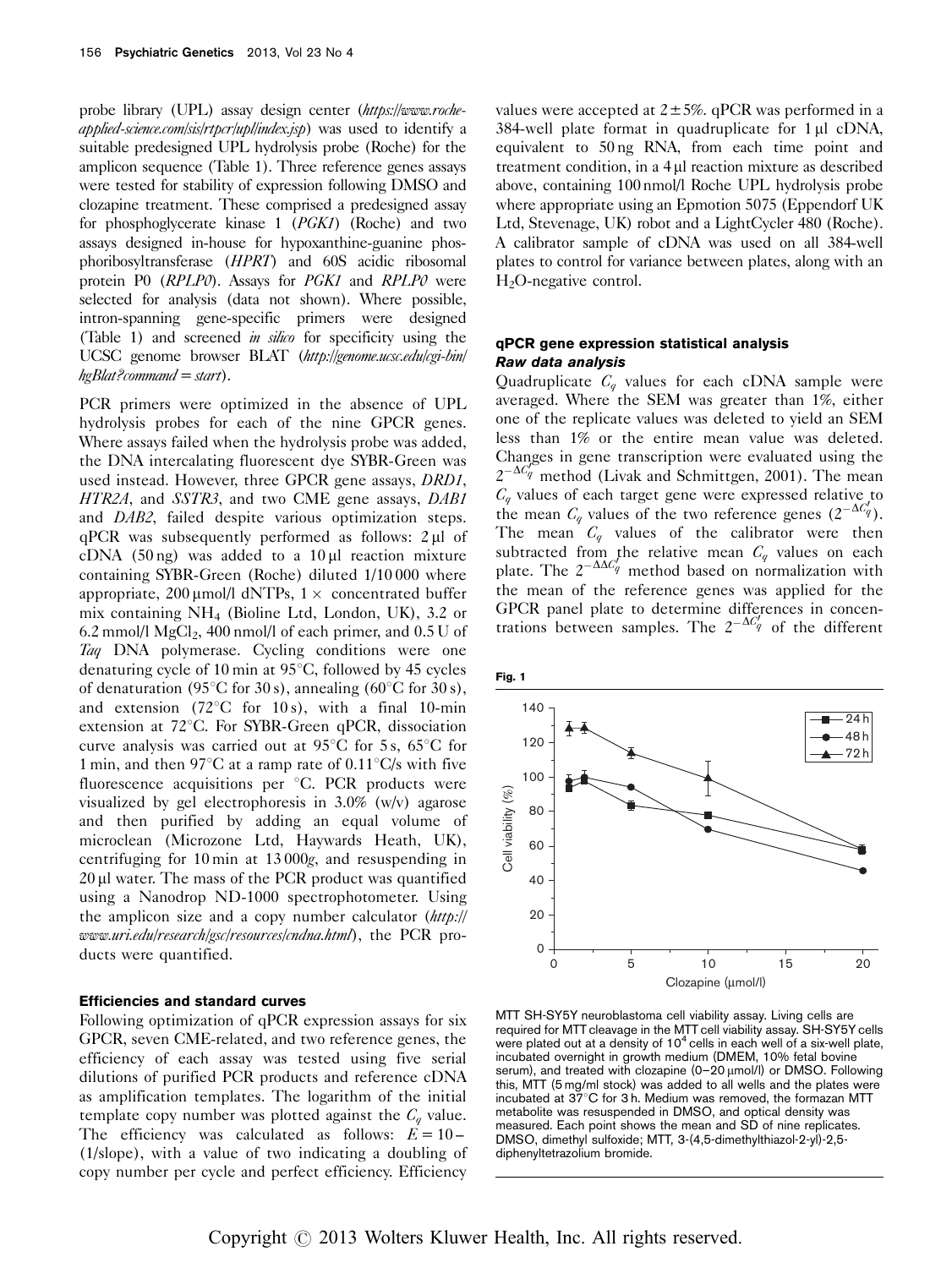probe library (UPL) assay design center (*https://www.roche-applied-science.com/sis/rtpcr/upl/index.jsp*) was used to identify a suitable predesigned UPL hydrolysis probe (Roche) for the amplicon sequence (Table 1). Three reference genes assays were tested for stability of expression following DMSO and clozapine treatment. These comprised a predesigned assay for phosphoglycerate kinase 1 (*PGK1*) (Roche) and two assays designed in-house for hypoxanthine-guanine phosphoribosyltransferase (*HPRT*) and 60S acidic ribosomal protein P0 (*RPLP0*). Assays for *PGK1* and *RPLP0* were selected for analysis (data not shown). Where possible, intron-spanning gene-specific primers were designed (Table 1) and screened *in silico* for specificity using the UCSC genome browser BLAT (*http://genome.ucsc.edu/cgi-bin/hgBlat?command=start*).

PCR primers were optimized in the absence of UPL hydrolysis probes for each of the nine GPCR genes. Where assays failed when the hydrolysis probe was added, the DNA intercalating fluorescent dye SYBR-Green was used instead. However, three GPCR gene assays, *DRD1*, *HTR2A*, and *SSTR3*, and two CME gene assays, *DAB1* and *DAB2*, failed despite various optimization steps. qPCR was subsequently performed as follows: 2 μl of cDNA (50 ng) was added to a 10 μl reaction mixture containing SYBR-Green (Roche) diluted 1/10 000 where appropriate, 200 μmol/l dNTPs, 1× concentrated buffer mix containing $NH_4$ (Bioline Ltd, London, UK), 3.2 or 6.2 mmol/l $MgCl_2$, 400 nmol/l of each primer, and 0.5 U of *Taq* DNA polymerase. Cycling conditions were one denaturing cycle of 10 min at 95°C, followed by 45 cycles of denaturation (95°C for 30 s), annealing (60°C for 30 s), and extension (72°C for 10 s), with a final 10-min extension at 72°C. For SYBR-Green qPCR, dissociation curve analysis was carried out at 95°C for 5 s, 65°C for 1 min, and then 97°C at a ramp rate of 0.11°C/s with five fluorescence acquisitions per °C. PCR products were visualized by gel electrophoresis in 3.0% (w/v) agarose and then purified by adding an equal volume of microclean (Microzone Ltd, Haywards Heath, UK), centrifuging for 10 min at 13 000*g*, and resuspending in 20 μl water. The mass of the PCR product was quantified using a Nanodrop ND-1000 spectrophotometer. Using the amplicon size and a copy number calculator (*http://www.uri.edu/research/gsc/resources/cndna.html*), the PCR products were quantified.

### Efficiencies and standard curves

Following optimization of qPCR expression assays for six GPCR, seven CME-related, and two reference genes, the efficiency of each assay was tested using five serial dilutions of purified PCR products and reference cDNA as amplification templates. The logarithm of the initial template copy number was plotted against the $C_q$ value. The efficiency was calculated as follows: $E = 10-(1/\text{slope})$, with a value of two indicating a doubling of copy number per cycle and perfect efficiency. Efficiency values were accepted at 2 ± 5%. qPCR was performed in a 384-well plate format in quadruplicate for 1 μl cDNA, equivalent to 50 ng RNA, from each time point and treatment condition, in a 4 μl reaction mixture as described above, containing 100 nmol/l Roche UPL hydrolysis probe where appropriate using an Epmotion 5075 (Eppendorf UK Ltd, Stevenage, UK) robot and a LightCycler 480 (Roche). A calibrator sample of cDNA was used on all 384-well plates to control for variance between plates, along with an $H_2O$-negative control.

### qPCR gene expression statistical analysis

#### *Raw data analysis*

Quadruplicate $C_q$ values for each cDNA sample were averaged. Where the SEM was greater than 1%, either one of the replicate values was deleted to yield an SEM less than 1% or the entire mean value was deleted. Changes in gene transcription were evaluated using the $2^{-\Delta C_q^{\prime}}$ method (Livak and Schmittgen, 2001). The mean $C_q$ values of each target gene were expressed relative to the mean $C_q$ values of the two reference genes ($2^{-\Delta C_q^{\prime}}$). The mean $C_q$ values of the calibrator were then subtracted from the relative mean $C_q$ values on each plate. The $2^{-\Delta\Delta C_q^{\prime}}$ method based on normalization with the mean of the reference genes was applied for the GPCR panel plate to determine differences in concentrations between samples. The $2^{-\Delta C_q^{\prime}}$ of the different

**Fig. 1**

MTT SH-SY5Y neuroblastoma cell viability assay. Living cells are required for MTT cleavage in the MTT cell viability assay. SH-SY5Y cells were plated out at a density of $10^4$ cells in each well of a six-well plate, incubated overnight in growth medium (DMEM, 10% fetal bovine serum), and treated with clozapine (0–20 μmol/l) or DMSO. Following this, MTT (5 mg/ml stock) was added to all wells and the plates were incubated at 37°C for 3 h. Medium was removed, the formazan MTT metabolite was resuspended in DMSO, and optical density was measured. Each point shows the mean and SD of nine replicates. DMSO, dimethyl sulfoxide; MTT, 3-(4,5-dimethylthiazol-2-yl)-2,5-diphenyltetrazolium bromide.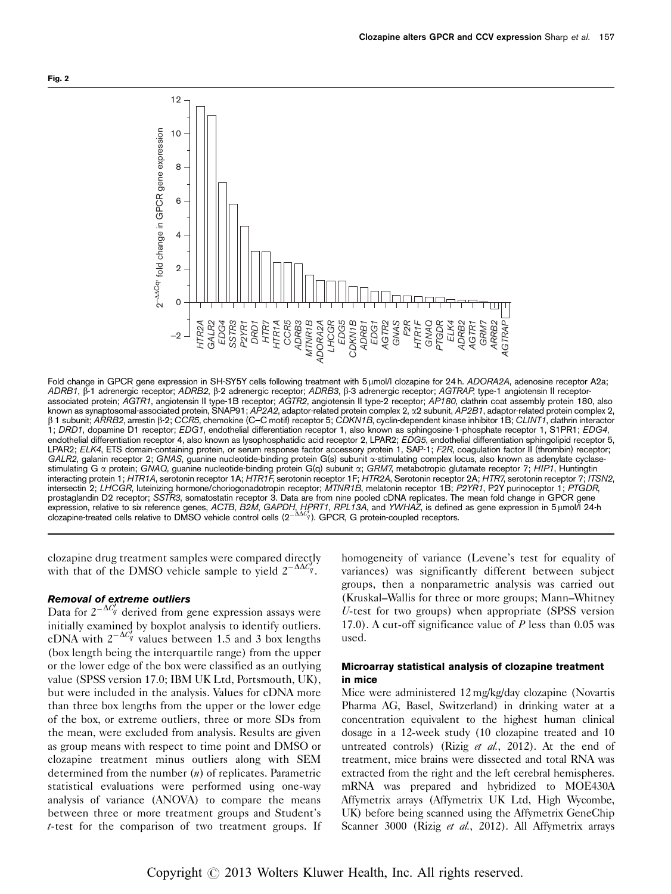**Fig. 2**

Fold change in GPCR gene expression in SH-SY5Y cells following treatment with 5 μmol/l clozapine for 24 h. *ADORA2A*, adenosine receptor A2a; *ADRB1*, β-1 adrenergic receptor; *ADRB2*, β-2 adrenergic receptor; *ADRB3*, β-3 adrenergic receptor; *AGTRAP*, type-1 angiotensin II receptor-associated protein; *AGTR1*, angiotensin II type-1B receptor; *AGTR2*, angiotensin II type-2 receptor; *AP180*, clathrin coat assembly protein 180, also known as synaptosomal-associated protein, SNAP91; *AP2A2*, adaptor-related protein complex 2, α2 subunit, *AP2B1*, adaptor-related protein complex 2, β 1 subunit; *ARRB2*, arrestin β-2; *CCR5*, chemokine (C–C motif) receptor 5; *CDKN1B*, cyclin-dependent kinase inhibitor 1B; *CLINT1*, clathrin interactor 1; *DRD1*, dopamine D1 receptor; *EDG1*, endothelial differentiation receptor 1, also known as sphingosine-1-phosphate receptor 1, S1PR1; *EDG4*, endothelial differentiation receptor 4, also known as lysophosphatidic acid receptor 2, LPAR2; *EDG5*, endothelial differentiation sphingolipid receptor 5, LPAR2; *ELK4*, ETS domain-containing protein, or serum response factor accessory protein 1, SAP-1; *F2R*, coagulation factor II (thrombin) receptor; *GALR2*, galanin receptor 2; *GNAS*, guanine nucleotide-binding protein G(s) subunit α-stimulating complex locus, also known as adenylate cyclase-stimulating G α protein; *GNAQ*, guanine nucleotide-binding protein G(q) subunit α; *GRM7*, metabotropic glutamate receptor 7; *HIP1*, Huntingtin interacting protein 1; *HTR1A*, serotonin receptor 1A; *HTR1F*, serotonin receptor 1F; *HTR2A*, Serotonin receptor 2A; *HTR7*, serotonin receptor 7; *ITSN2*, intersectin 2; *LHCGR*, luteinizing hormone/choriogonadotropin receptor; *MTNR1B*, melatonin receptor 1B; *P2YR1*, P2Y purinoceptor 1; *PTGDR*, prostaglandin D2 receptor; *SSTR3*, somatostatin receptor 3. Data are from nine pooled cDNA replicates. The mean fold change in GPCR gene expression, relative to six reference genes, *ACTB*, *B2M*, *GAPDH*, *HPRT1*, *RPL13A*, and *YWHAZ*, is defined as gene expression in 5 μmol/l 24-h clozapine-treated cells relative to DMSO vehicle control cells ($2^{-\Delta\Delta C_q'}$). GPCR, G protein-coupled receptors.

clozapine drug treatment samples were compared directly with that of the DMSO vehicle sample to yield $2^{-\Delta\Delta C_q'}$.

#### Removal of extreme outliers

Data for $2^{-\Delta C_q'}$ derived from gene expression assays were initially examined by boxplot analysis to identify outliers. cDNA with $2^{-\Delta C_q'}$ values between 1.5 and 3 box lengths (box length being the interquartile range) from the upper or the lower edge of the box were classified as an outlying value (SPSS version 17.0; IBM UK Ltd, Portsmouth, UK), but were included in the analysis. Values for cDNA more than three box lengths from the upper or the lower edge of the box, or extreme outliers, three or more SDs from the mean, were excluded from analysis. Results are given as group means with respect to time point and DMSO or clozapine treatment minus outliers along with SEM determined from the number ($n$) of replicates. Parametric statistical evaluations were performed using one-way analysis of variance (ANOVA) to compare the means between three or more treatment groups and Student's $t$-test for the comparison of two treatment groups. If homogeneity of variance (Levene's test for equality of variances) was significantly different between subject groups, then a nonparametric analysis was carried out (Kruskal–Wallis for three or more groups; Mann–Whitney $U$-test for two groups) when appropriate (SPSS version 17.0). A cut-off significance value of $P$ less than 0.05 was used.

#### Microarray statistical analysis of clozapine treatment in mice

Mice were administered 12 mg/kg/day clozapine (Novartis Pharma AG, Basel, Switzerland) in drinking water at a concentration equivalent to the highest human clinical dosage in a 12-week study (10 clozapine treated and 10 untreated controls) (Rizig *et al.*, 2012). At the end of treatment, mice brains were dissected and total RNA was extracted from the right and the left cerebral hemispheres. mRNA was prepared and hybridized to MOE430A Affymetrix arrays (Affymetrix UK Ltd, High Wycombe, UK) before being scanned using the Affymetrix GeneChip Scanner 3000 (Rizig *et al.*, 2012). All Affymetrix arrays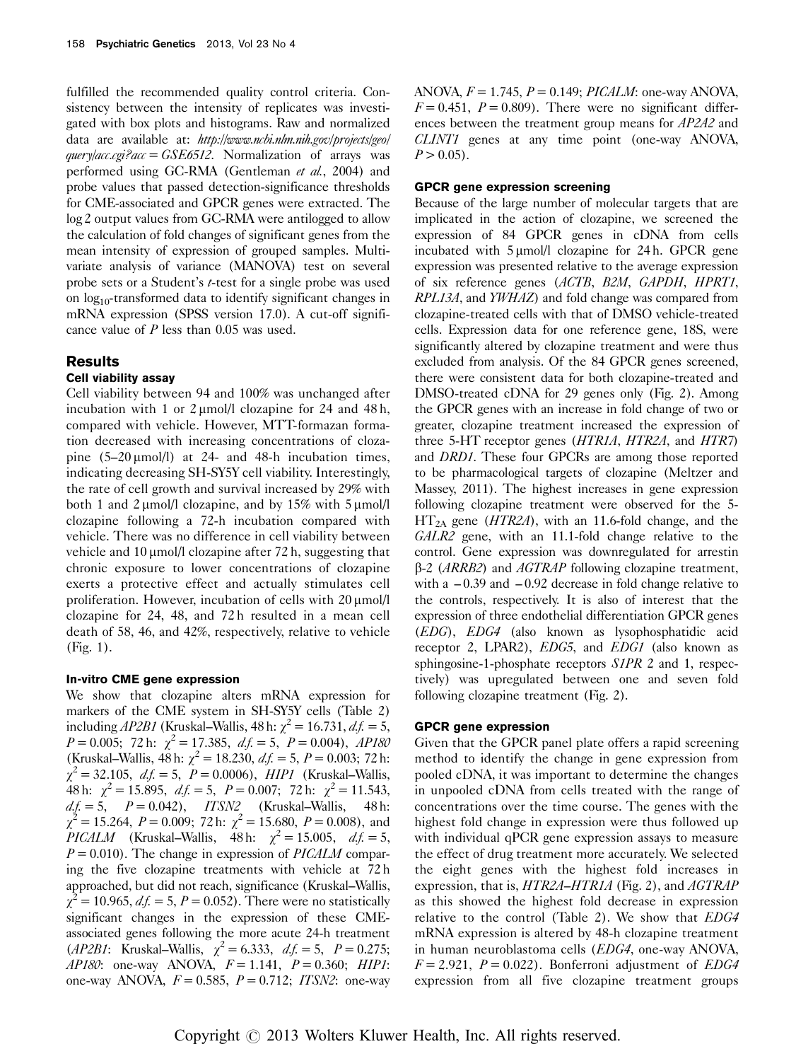fulfilled the recommended quality control criteria. Consistency between the intensity of replicates was investigated with box plots and histograms. Raw and normalized data are available at: *http://www.ncbi.nlm.nih.gov/projects/geo/query/acc.cgi?acc=GSE6512*. Normalization of arrays was performed using GC-RMA (Gentleman *et al.*, 2004) and probe values that passed detection-significance thresholds for CME-associated and GPCR genes were extracted. The log 2 output values from GC-RMA were antilogged to allow the calculation of fold changes of significant genes from the mean intensity of expression of grouped samples. Multivariate analysis of variance (MANOVA) test on several probe sets or a Student's *t*-test for a single probe was used on $\log_{10}$-transformed data to identify significant changes in mRNA expression (SPSS version 17.0). A cut-off significance value of $P$ less than 0.05 was used.

## Results

### Cell viability assay

Cell viability between 94 and 100% was unchanged after incubation with 1 or 2 μmol/l clozapine for 24 and 48 h, compared with vehicle. However, MTT-formazan formation decreased with increasing concentrations of clozapine (5–20 μmol/l) at 24- and 48-h incubation times, indicating decreasing SH-SY5Y cell viability. Interestingly, the rate of cell growth and survival increased by 29% with both 1 and 2 μmol/l clozapine, and by 15% with 5 μmol/l clozapine following a 72-h incubation compared with vehicle. There was no difference in cell viability between vehicle and 10 μmol/l clozapine after 72 h, suggesting that chronic exposure to lower concentrations of clozapine exerts a protective effect and actually stimulates cell proliferation. However, incubation of cells with 20 μmol/l clozapine for 24, 48, and 72 h resulted in a mean cell death of 58, 46, and 42%, respectively, relative to vehicle (Fig. 1).

### In-vitro CME gene expression

We show that clozapine alters mRNA expression for markers of the CME system in SH-SY5Y cells (Table 2) including *AP2B1* (Kruskal–Wallis, 48 h: $\chi^2 = 16.731$, *d.f.* = 5, $P = 0.005$; 72 h: $\chi^2 = 17.385$, *d.f.* = 5, $P = 0.004$), *AP180* (Kruskal–Wallis, 48 h: $\chi^2 = 18.230$, *d.f.* = 5, $P = 0.003$; 72 h: $\chi^2 = 32.105$, *d.f.* = 5, $P = 0.0006$), *HIP1* (Kruskal–Wallis, 48 h: $\chi^2 = 15.895$, *d.f.* = 5, $P = 0.007$; 72 h: $\chi^2 = 11.543$, *d.f.* = 5, $P = 0.042$), *ITSN2* (Kruskal–Wallis, 48 h: $\chi^2 = 15.264$, $P = 0.009$; 72 h: $\chi^2 = 15.680$, $P = 0.008$), and *PICALM* (Kruskal–Wallis, 48 h: $\chi^2 = 15.005$, *d.f.* = 5, $P = 0.010$). The change in expression of *PICALM* comparing the five clozapine treatments with vehicle at 72 h approached, but did not reach, significance (Kruskal–Wallis, $\chi^2 = 10.965$, *d.f.* = 5, $P = 0.052$). There were no statistically significant changes in the expression of these CME-associated genes following the more acute 24-h treatment (*AP2B1*: Kruskal–Wallis, $\chi^2 = 6.333$, *d.f.* = 5, $P = 0.275$; *AP180*: one-way ANOVA, $F = 1.141$, $P = 0.360$; *HIP1*: one-way ANOVA, $F = 0.585$, $P = 0.712$; *ITSN2*: one-way ANOVA, $F = 1.745$, $P = 0.149$; *PICALM*: one-way ANOVA, $F = 0.451$, $P = 0.809$). There were no significant differences between the treatment group means for *AP2A2* and *CLINT1* genes at any time point (one-way ANOVA, $P > 0.05$).

### GPCR gene expression screening

Because of the large number of molecular targets that are implicated in the action of clozapine, we screened the expression of 84 GPCR genes in cDNA from cells incubated with 5 μmol/l clozapine for 24 h. GPCR gene expression was presented relative to the average expression of six reference genes (*ACTB*, *B2M*, *GAPDH*, *HPRT1*, *RPL13A*, and *YWHAZ*) and fold change was compared from clozapine-treated cells with that of DMSO vehicle-treated cells. Expression data for one reference gene, 18S, were significantly altered by clozapine treatment and were thus excluded from analysis. Of the 84 GPCR genes screened, there were consistent data for both clozapine-treated and DMSO-treated cDNA for 29 genes only (Fig. 2). Among the GPCR genes with an increase in fold change of two or greater, clozapine treatment increased the expression of three 5-HT receptor genes (*HTR1A*, *HTR2A*, and *HTR7*) and *DRD1*. These four GPCRs are among those reported to be pharmacological targets of clozapine (Meltzer and Massey, 2011). The highest increases in gene expression following clozapine treatment were observed for the 5-$HT_{2A}$ gene (*HTR2A*), with an 11.6-fold change, and the *GALR2* gene, with an 11.1-fold change relative to the control. Gene expression was downregulated for arrestin β-2 (*ARRB2*) and *AGTRAP* following clozapine treatment, with a −0.39 and −0.92 decrease in fold change relative to the controls, respectively. It is also of interest that the expression of three endothelial differentiation GPCR genes (*EDG*), *EDG4* (also known as lysophosphatidic acid receptor 2, LPAR2), *EDG5*, and *EDG1* (also known as sphingosine-1-phosphate receptors *S1PR 2* and 1, respectively) was upregulated between one and seven fold following clozapine treatment (Fig. 2).

### GPCR gene expression

Given that the GPCR panel plate offers a rapid screening method to identify the change in gene expression from pooled cDNA, it was important to determine the changes in unpooled cDNA from cells treated with the range of concentrations over the time course. The genes with the highest fold change in expression were thus followed up with individual qPCR gene expression assays to measure the effect of drug treatment more accurately. We selected the eight genes with the highest fold increases in expression, that is, *HTR2A*–*HTR1A* (Fig. 2), and *AGTRAP* as this showed the highest fold decrease in expression relative to the control (Table 2). We show that *EDG4* mRNA expression is altered by 48-h clozapine treatment in human neuroblastoma cells (*EDG4*, one-way ANOVA, $F = 2.921$, $P = 0.022$). Bonferroni adjustment of *EDG4* expression from all five clozapine treatment groups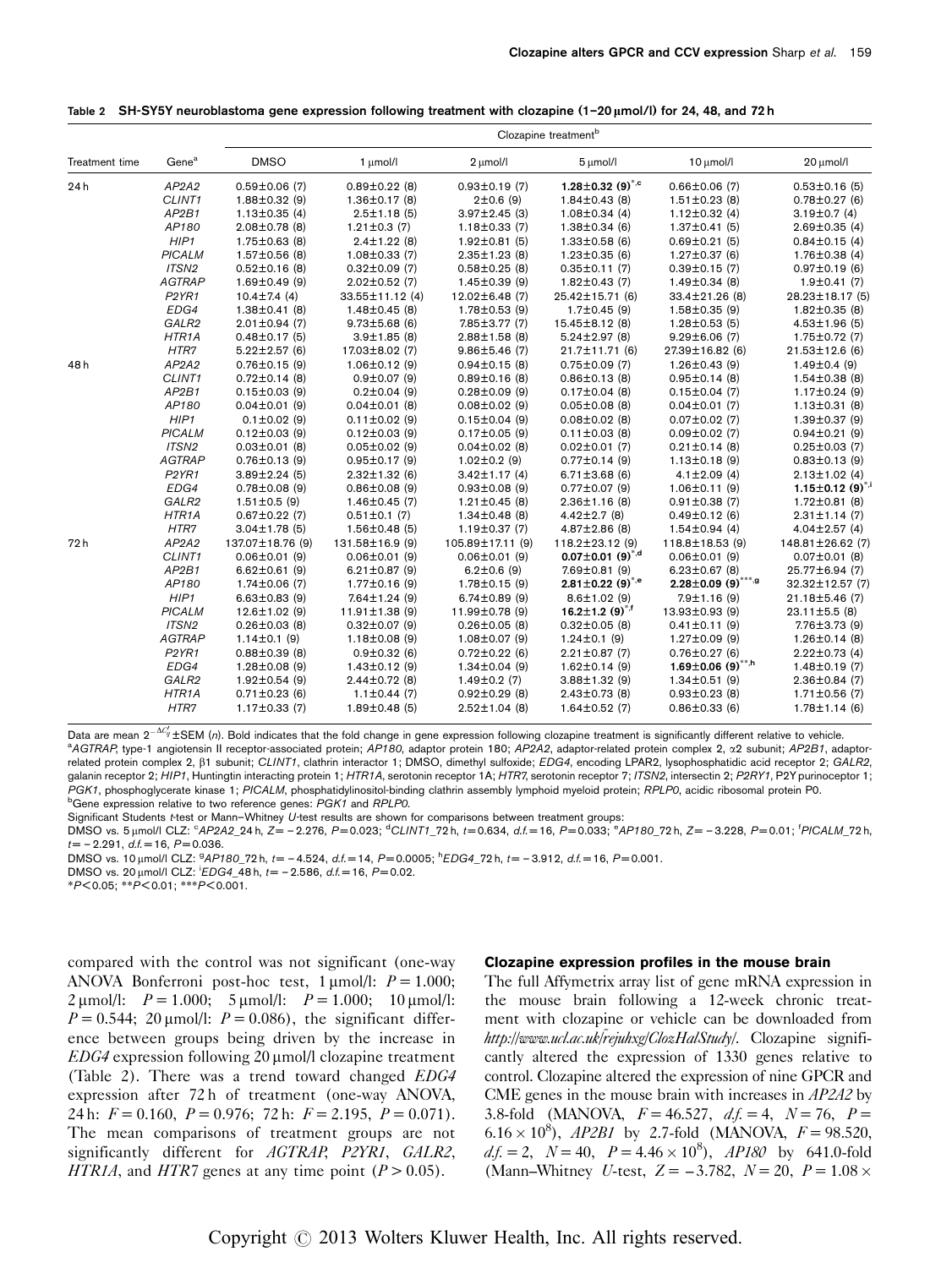Table 2 SH-SY5Y neuroblastoma gene expression following treatment with clozapine (1–20 μmol/l) for 24, 48, and 72 h

| Treatment time | Gene[a] | Clozapine treatment[b] | | | | | |
|---|---|---|---|---|---|---|---|
| | | DMSO | 1 μmol/l | 2 μmol/l | 5 μmol/l | 10 μmol/l | 20 μmol/l |
| 24 h | *AP2A2* | 0.59±0.06 (7) | 0.89±0.22 (8) | 0.93±0.19 (7) | **1.28±0.32 (9)**[*,c] | 0.66±0.06 (7) | 0.53±0.16 (5) |
| | *CLINT1* | 1.88±0.32 (9) | 1.36±0.17 (8) | 2±0.6 (9) | 1.84±0.43 (8) | 1.51±0.23 (8) | 0.78±0.27 (6) |
| | *AP2B1* | 1.13±0.35 (4) | 2.5±1.18 (5) | 3.97±2.45 (3) | 1.08±0.34 (4) | 1.12±0.32 (4) | 3.19±0.7 (4) |
| | *AP180* | 2.08±0.78 (8) | 1.21±0.3 (7) | 1.18±0.33 (7) | 1.38±0.34 (6) | 1.37±0.41 (5) | 2.69±0.35 (4) |
| | *HIP1* | 1.75±0.63 (8) | 2.4±1.22 (8) | 1.92±0.81 (5) | 1.33±0.58 (6) | 0.69±0.21 (5) | 0.84±0.15 (4) |
| | *PICALM* | 1.57±0.56 (8) | 1.08±0.33 (7) | 2.35±1.23 (8) | 1.23±0.35 (6) | 1.27±0.37 (6) | 1.76±0.38 (4) |
| | *ITSN2* | 0.52±0.16 (8) | 0.32±0.09 (7) | 0.58±0.25 (8) | 0.35±0.11 (7) | 0.39±0.15 (7) | 0.97±0.19 (6) |
| | *AGTRAP* | 1.69±0.49 (9) | 2.02±0.52 (7) | 1.45±0.39 (9) | 1.82±0.43 (7) | 1.49±0.34 (8) | 1.9±0.41 (7) |
| | *P2YR1* | 10.4±7.4 (4) | 33.55±11.12 (4) | 12.02±6.48 (7) | 25.42±15.71 (6) | 33.4±21.26 (8) | 28.23±18.17 (5) |
| | *EDG4* | 1.38±0.41 (8) | 1.48±0.45 (8) | 1.78±0.53 (9) | 1.7±0.45 (9) | 1.58±0.35 (9) | 1.82±0.35 (8) |
| | *GALR2* | 2.01±0.94 (7) | 9.73±5.68 (6) | 7.85±3.77 (7) | 15.45±8.12 (8) | 1.28±0.53 (5) | 4.53±1.96 (5) |
| | *HTR1A* | 0.48±0.17 (5) | 3.9±1.85 (8) | 2.88±1.58 (8) | 5.24±2.97 (8) | 9.29±6.06 (7) | 1.75±0.72 (7) |
| | *HTR7* | 5.22±2.57 (6) | 17.03±8.02 (7) | 9.86±5.46 (7) | 21.7±11.71 (6) | 27.39±16.82 (6) | 21.53±12.6 (6) |
| 48 h | *AP2A2* | 0.76±0.15 (9) | 1.06±0.12 (9) | 0.94±0.15 (8) | 0.75±0.09 (7) | 1.26±0.43 (9) | 1.49±0.4 (9) |
| | *CLINT1* | 0.72±0.14 (8) | 0.9±0.07 (9) | 0.89±0.16 (8) | 0.86±0.13 (8) | 0.95±0.14 (8) | 1.54±0.38 (8) |
| | *AP2B1* | 0.15±0.03 (9) | 0.2±0.04 (9) | 0.28±0.09 (9) | 0.17±0.04 (8) | 0.15±0.04 (7) | 1.17±0.24 (9) |
| | *AP180* | 0.04±0.01 (9) | 0.04±0.01 (8) | 0.08±0.02 (9) | 0.05±0.08 (8) | 0.04±0.01 (7) | 1.13±0.31 (8) |
| | *HIP1* | 0.1±0.02 (9) | 0.11±0.02 (9) | 0.15±0.04 (9) | 0.08±0.02 (8) | 0.07±0.02 (7) | 1.39±0.37 (9) |
| | *PICALM* | 0.12±0.03 (9) | 0.12±0.03 (9) | 0.17±0.05 (9) | 0.11±0.03 (8) | 0.09±0.02 (7) | 0.94±0.21 (9) |
| | *ITSN2* | 0.03±0.01 (8) | 0.05±0.02 (9) | 0.04±0.02 (8) | 0.02±0.01 (7) | 0.21±0.14 (8) | 0.25±0.03 (7) |
| | *AGTRAP* | 0.76±0.13 (9) | 0.95±0.17 (9) | 1.02±0.2 (9) | 0.77±0.14 (9) | 1.13±0.18 (9) | 0.83±0.13 (9) |
| | *P2YR1* | 3.89±2.24 (5) | 2.32±1.32 (6) | 3.42±1.17 (4) | 6.71±3.68 (6) | 4.1±2.09 (4) | 2.13±1.02 (4) |
| | *EDG4* | 0.78±0.08 (9) | 0.86±0.08 (9) | 0.93±0.08 (9) | 0.77±0.07 (9) | 1.06±0.11 (9) | **1.15±0.12 (9)**[*,i] |
| | *GALR2* | 1.51±0.5 (9) | 1.46±0.45 (7) | 1.21±0.45 (8) | 2.36±1.16 (8) | 0.91±0.38 (7) | 1.72±0.81 (8) |
| | *HTR1A* | 0.67±0.22 (7) | 0.51±0.1 (7) | 1.34±0.48 (8) | 4.42±2.7 (8) | 0.49±0.12 (6) | 2.31±1.14 (7) |
| | *HTR7* | 3.04±1.78 (5) | 1.56±0.48 (5) | 1.19±0.37 (7) | 4.87±2.86 (8) | 1.54±0.94 (4) | 4.04±2.57 (4) |
| 72 h | *AP2A2* | 137.07±18.76 (9) | 131.58±16.9 (9) | 105.89±17.11 (9) | 118.2±23.12 (9) | 118.8±18.53 (9) | 148.81±26.62 (7) |
| | *CLINT1* | 0.06±0.01 (9) | 0.06±0.01 (9) | 0.06±0.01 (9) | **0.07±0.01 (9)**[*,d] | 0.06±0.01 (9) | 0.07±0.01 (8) |
| | *AP2B1* | 6.62±0.61 (9) | 6.21±0.87 (9) | 6.2±0.6 (9) | 7.69±0.81 (9) | 6.23±0.67 (8) | 25.77±6.94 (7) |
| | *AP180* | 1.74±0.06 (7) | 1.77±0.16 (9) | 1.78±0.15 (9) | **2.81±0.22 (9)**[*,e] | **2.28±0.09 (9)**[***,g] | 32.32±12.57 (7) |
| | *HIP1* | 6.63±0.83 (9) | 7.64±1.24 (9) | 6.74±0.89 (9) | 8.6±1.02 (9) | 7.9±1.16 (9) | 21.18±5.46 (7) |
| | *PICALM* | 12.6±1.02 (9) | 11.91±1.38 (9) | 11.99±0.78 (9) | **16.2±1.2 (9)**[*,f] | 13.93±0.93 (9) | 23.11±5.5 (8) |
| | *ITSN2* | 0.26±0.03 (8) | 0.32±0.07 (9) | 0.26±0.05 (8) | 0.32±0.05 (8) | 0.41±0.11 (9) | 7.76±3.73 (9) |
| | *AGTRAP* | 1.14±0.1 (9) | 1.18±0.08 (9) | 1.08±0.07 (9) | 1.24±0.1 (9) | 1.27±0.09 (9) | 1.26±0.14 (8) |
| | *P2YR1* | 0.88±0.39 (8) | 0.9±0.32 (6) | 0.72±0.22 (6) | 2.21±0.87 (7) | 0.76±0.27 (6) | 2.22±0.73 (4) |
| | *EDG4* | 1.28±0.08 (9) | 1.43±0.12 (9) | 1.34±0.04 (9) | 1.62±0.14 (9) | **1.69±0.06 (9)**[**,h] | 1.48±0.19 (7) |
| | *GALR2* | 1.92±0.54 (9) | 2.44±0.72 (8) | 1.49±0.2 (7) | 3.88±1.32 (9) | 1.34±0.51 (9) | 2.36±0.84 (7) |
| | *HTR1A* | 0.71±0.23 (6) | 1.1±0.44 (7) | 0.92±0.29 (8) | 2.43±0.73 (8) | 0.93±0.23 (8) | 1.71±0.56 (7) |
| | *HTR7* | 1.17±0.33 (7) | 1.89±0.48 (5) | 2.52±1.04 (8) | 1.64±0.52 (7) | 0.86±0.33 (6) | 1.78±1.14 (6) |

Data are mean $2^{-\Delta C_T}$ ±SEM (*n*). Bold indicates that the fold change in gene expression following clozapine treatment is significantly different relative to vehicle.
[a]*AGTRAP*, type-1 angiotensin II receptor-associated protein; *AP180*, adaptor protein 180; *AP2A2*, adaptor-related protein complex 2, α2 subunit; *AP2B1*, adaptor-related protein complex 2, β1 subunit; *CLINT1*, clathrin interactor 1; DMSO, dimethyl sulfoxide; *EDG4*, encoding LPAR2, lysophosphatidic acid receptor 2; *GALR2*, galanin receptor 2; *HIP1*, Huntingtin interacting protein 1; *HTR1A*, serotonin receptor 1A; *HTR7*, serotonin receptor 7; *ITSN2*, intersectin 2; *P2YR1*, P2Y purinoceptor 1; *PGK1*, phosphoglycerate kinase 1; *PICALM*, phosphatidylinositol-binding clathrin assembly lymphoid myeloid protein; *RPLP0*, acidic ribosomal protein P0.
[b]Gene expression relative to two reference genes: *PGK1* and *RPLP0*.
Significant Students *t*-test or Mann–Whitney *U*-test results are shown for comparisons between treatment groups:
DMSO vs. 5 μmol/l CLZ: [c]*AP2A2*_24 h, $Z=-2.276$, $P=0.023$; [d]*CLINT1*_72 h, $t=0.634$, $d.f.=16$, $P=0.033$; [e]*AP180*_72 h, $Z=-3.228$, $P=0.01$; [f]*PICALM*_72 h, $t=-2.291$, $d.f.=16$, $P=0.036$.
DMSO vs. 10 μmol/l CLZ: [g]*AP180*_72 h, $t=-4.524$, $d.f.=14$, $P=0.0005$; [h]*EDG4*_72 h, $t=-3.912$, $d.f.=16$, $P=0.001$.
DMSO vs. 20 μmol/l CLZ: [i]*EDG4*_48 h, $t=-2.586$, $d.f.=16$, $P=0.02$.
*$P<0.05$; **$P<0.01$; ***$P<0.001$.

compared with the control was not significant (one-way ANOVA Bonferroni post-hoc test, 1 μmol/l: $P=1.000$; 2 μmol/l: $P=1.000$; 5 μmol/l: $P=1.000$; 10 μmol/l: $P=0.544$; 20 μmol/l: $P=0.086$), the significant difference between groups being driven by the increase in *EDG4* expression following 20 μmol/l clozapine treatment (Table 2). There was a trend toward changed *EDG4* expression after 72 h of treatment (one-way ANOVA, 24 h: $F=0.160$, $P=0.976$; 72 h: $F=2.195$, $P=0.071$). The mean comparisons of treatment groups are not significantly different for *AGTRAP*, *P2YR1*, *GALR2*, *HTR1A*, and *HTR7* genes at any time point ($P>0.05$).

### Clozapine expression profiles in the mouse brain

The full Affymetrix array list of gene mRNA expression in the mouse brain following a 12-week chronic treatment with clozapine or vehicle can be downloaded from *http://www.ucl.ac.uk/rejuhxg/ClozHalStudy/*. Clozapine significantly altered the expression of 1330 genes relative to control. Clozapine altered the expression of nine GPCR and CME genes in the mouse brain with increases in *AP2A2* by 3.8-fold (MANOVA, $F=46.527$, $d.f.=4$, $N=76$, $P=6.16\times10^{8}$), *AP2B1* by 2.7-fold (MANOVA, $F=98.520$, $d.f.=2$, $N=40$, $P=4.46\times10^{8}$), *AP180* by 641.0-fold (Mann–Whitney *U*-test, $Z=-3.782$, $N=20$, $P=1.08\times$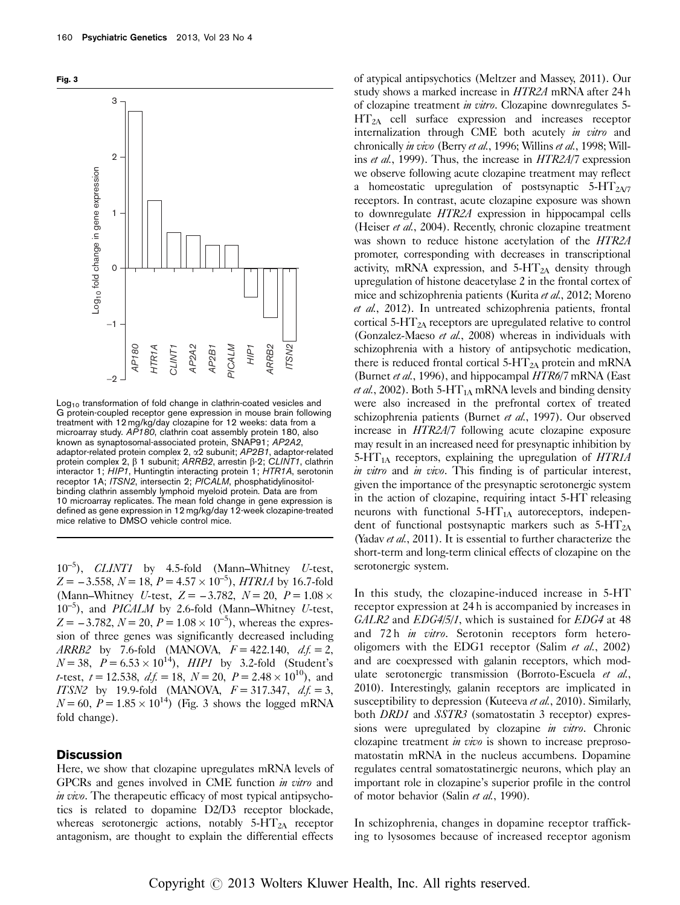**Fig. 3**

$Log_{10}$ transformation of fold change in clathrin-coated vesicles and G protein-coupled receptor gene expression in mouse brain following treatment with 12 mg/kg/day clozapine for 12 weeks: data from a microarray study. *AP180*, clathrin coat assembly protein 180, also known as synaptosomal-associated protein, SNAP91; *AP2A2*, adaptor-related protein complex 2, α2 subunit; *AP2B1*, adaptor-related protein complex 2, β 1 subunit; *ARRB2*, arrestin β-2; *CLINT1*, clathrin interactor 1; *HIP1*, Huntingtin interacting protein 1; *HTR1A*, serotonin receptor 1A; *ITSN2*, intersectin 2; *PICALM*, phosphatidylinositol-binding clathrin assembly lymphoid myeloid protein. Data are from 10 microarray replicates. The mean fold change in gene expression is defined as gene expression in 12 mg/kg/day 12-week clozapine-treated mice relative to DMSO vehicle control mice.

$10^{-5}$), *CLINT1* by 4.5-fold (Mann–Whitney *U*-test, $Z=-3.558$, $N=18$, $P=4.57\times10^{-5}$), *HTR1A* by 16.7-fold (Mann–Whitney *U*-test, $Z=-3.782$, $N=20$, $P=1.08\times10^{-5}$), and *PICALM* by 2.6-fold (Mann–Whitney *U*-test, $Z=-3.782$, $N=20$, $P=1.08\times10^{-5}$), whereas the expression of three genes was significantly decreased including *ARRB2* by 7.6-fold (MANOVA, $F=422.140$, $d.f.=2$, $N=38$, $P=6.53\times10^{14}$), *HIP1* by 3.2-fold (Student's *t*-test, $t=12.538$, $d.f.=18$, $N=20$, $P=2.48\times10^{10}$), and *ITSN2* by 19.9-fold (MANOVA, $F=317.347$, $d.f.=3$, $N=60$, $P=1.85\times10^{14}$) (Fig. 3 shows the logged mRNA fold change).

## Discussion

Here, we show that clozapine upregulates mRNA levels of GPCRs and genes involved in CME function *in vitro* and *in vivo*. The therapeutic efficacy of most typical antipsychotics is related to dopamine D2/D3 receptor blockade, whereas serotonergic actions, notably $5\text{-}HT_{2A}$ receptor antagonism, are thought to explain the differential effects of atypical antipsychotics (Meltzer and Massey, 2011). Our study shows a marked increase in *HTR2A* mRNA after 24 h of clozapine treatment *in vitro*. Clozapine downregulates $5\text{-}HT_{2A}$ cell surface expression and increases receptor internalization through CME both acutely *in vitro* and chronically *in vivo* (Berry *et al.*, 1996; Willins *et al.*, 1998; Willins *et al.*, 1999). Thus, the increase in *HTR2A/7* expression we observe following acute clozapine treatment may reflect a homeostatic upregulation of postsynaptic $5\text{-}HT_{2A/7}$ receptors. In contrast, acute clozapine exposure was shown to downregulate *HTR2A* expression in hippocampal cells (Heiser *et al.*, 2004). Recently, chronic clozapine treatment was shown to reduce histone acetylation of the *HTR2A* promoter, corresponding with decreases in transcriptional activity, mRNA expression, and $5\text{-}HT_{2A}$ density through upregulation of histone deacetylase 2 in the frontal cortex of mice and schizophrenia patients (Kurita *et al.*, 2012; Moreno *et al.*, 2012). In untreated schizophrenia patients, frontal cortical $5\text{-}HT_{2A}$ receptors are upregulated relative to control (Gonzalez-Maeso *et al.*, 2008) whereas in individuals with schizophrenia with a history of antipsychotic medication, there is reduced frontal cortical $5\text{-}HT_{2A}$ protein and mRNA (Burnet *et al.*, 1996), and hippocampal *HTR6/7* mRNA (East *et al.*, 2002). Both $5\text{-}HT_{1A}$ mRNA levels and binding density were also increased in the prefrontal cortex of treated schizophrenia patients (Burnet *et al.*, 1997). Our observed increase in *HTR2A/7* following acute clozapine exposure may result in an increased need for presynaptic inhibition by $5\text{-}HT_{1A}$ receptors, explaining the upregulation of *HTR1A* *in vitro* and *in vivo*. This finding is of particular interest, given the importance of the presynaptic serotonergic system in the action of clozapine, requiring intact 5-HT releasing neurons with functional $5\text{-}HT_{1A}$ autoreceptors, independent of functional postsynaptic markers such as $5\text{-}HT_{2A}$ (Yadav *et al.*, 2011). It is essential to further characterize the short-term and long-term clinical effects of clozapine on the serotonergic system.

In this study, the clozapine-induced increase in 5-HT receptor expression at 24 h is accompanied by increases in *GALR2* and *EDG4/5/1*, which is sustained for *EDG4* at 48 and 72 h *in vitro*. Serotonin receptors form hetero-oligomers with the EDG1 receptor (Salim *et al.*, 2002) and are coexpressed with galanin receptors, which modulate serotonergic transmission (Borroto-Escuela *et al.*, 2010). Interestingly, galanin receptors are implicated in susceptibility to depression (Kuteeva *et al.*, 2010). Similarly, both *DRD1* and *SSTR3* (somatostatin 3 receptor) expressions were upregulated by clozapine *in vitro*. Chronic clozapine treatment *in vivo* is shown to increase preprosomatostatin mRNA in the nucleus accumbens. Dopamine regulates central somatostatinergic neurons, which play an important role in clozapine's superior profile in the control of motor behavior (Salin *et al.*, 1990).

In schizophrenia, changes in dopamine receptor trafficking to lysosomes because of increased receptor agonism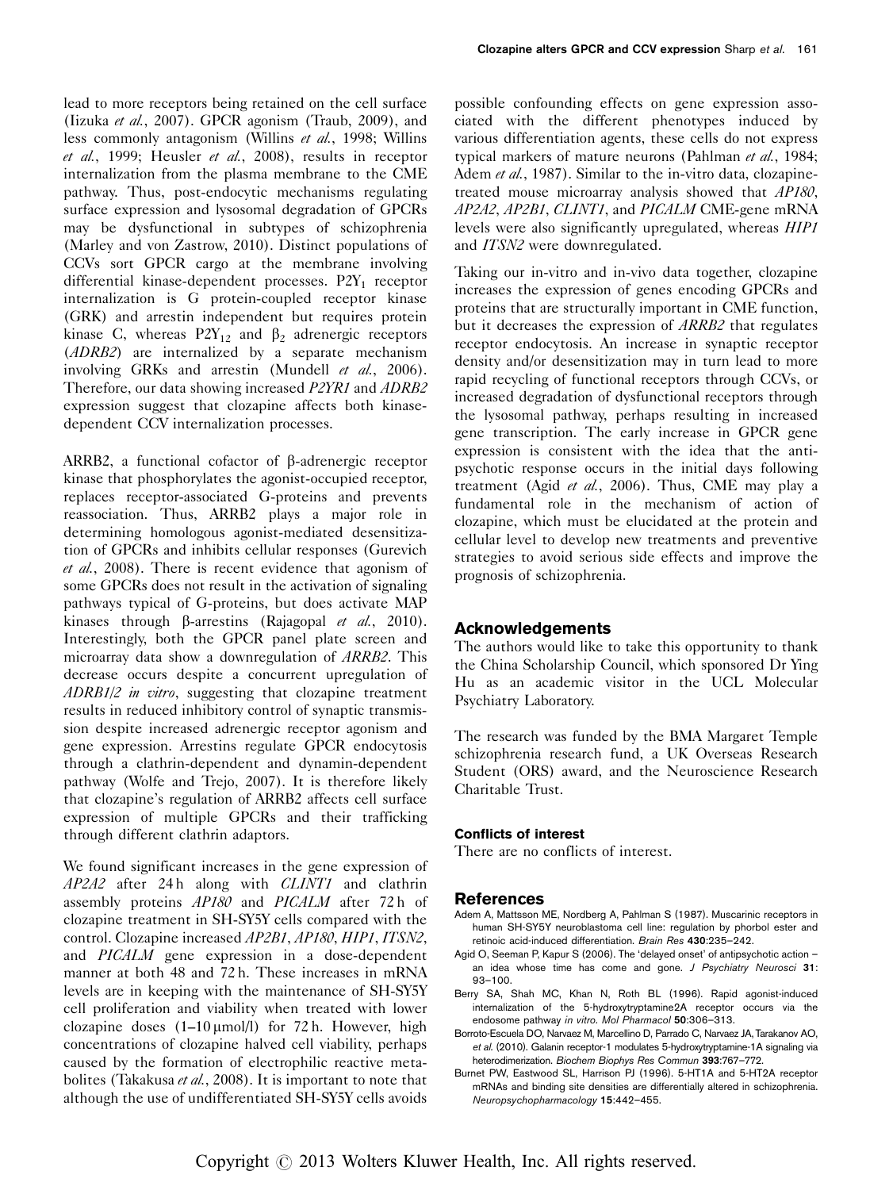lead to more receptors being retained on the cell surface (Iizuka *et al.*, 2007). GPCR agonism (Traub, 2009), and less commonly antagonism (Willins *et al.*, 1998; Willins *et al.*, 1999; Heusler *et al.*, 2008), results in receptor internalization from the plasma membrane to the CME pathway. Thus, post-endocytic mechanisms regulating surface expression and lysosomal degradation of GPCRs may be dysfunctional in subtypes of schizophrenia (Marley and von Zastrow, 2010). Distinct populations of CCVs sort GPCR cargo at the membrane involving differential kinase-dependent processes. $P2Y_1$ receptor internalization is G protein-coupled receptor kinase (GRK) and arrestin independent but requires protein kinase C, whereas $P2Y_{12}$ and $\beta_2$ adrenergic receptors (*ADRB2*) are internalized by a separate mechanism involving GRKs and arrestin (Mundell *et al.*, 2006). Therefore, our data showing increased *P2YR1* and *ADRB2* expression suggest that clozapine affects both kinase-dependent CCV internalization processes.

ARRB2, a functional cofactor of β-adrenergic receptor kinase that phosphorylates the agonist-occupied receptor, replaces receptor-associated G-proteins and prevents reassociation. Thus, ARRB2 plays a major role in determining homologous agonist-mediated desensitization of GPCRs and inhibits cellular responses (Gurevich *et al.*, 2008). There is recent evidence that agonism of some GPCRs does not result in the activation of signaling pathways typical of G-proteins, but does activate MAP kinases through β-arrestins (Rajagopal *et al.*, 2010). Interestingly, both the GPCR panel plate screen and microarray data show a downregulation of *ARRB2*. This decrease occurs despite a concurrent upregulation of *ADRB1/2 in vitro*, suggesting that clozapine treatment results in reduced inhibitory control of synaptic transmission despite increased adrenergic receptor agonism and gene expression. Arrestins regulate GPCR endocytosis through a clathrin-dependent and dynamin-dependent pathway (Wolfe and Trejo, 2007). It is therefore likely that clozapine's regulation of ARRB2 affects cell surface expression of multiple GPCRs and their trafficking through different clathrin adaptors.

We found significant increases in the gene expression of *AP2A2* after 24 h along with *CLINT1* and clathrin assembly proteins *AP180* and *PICALM* after 72 h of clozapine treatment in SH-SY5Y cells compared with the control. Clozapine increased *AP2B1*, *AP180*, *HIP1*, *ITSN2*, and *PICALM* gene expression in a dose-dependent manner at both 48 and 72 h. These increases in mRNA levels are in keeping with the maintenance of SH-SY5Y cell proliferation and viability when treated with lower clozapine doses (1–10 μmol/l) for 72 h. However, high concentrations of clozapine halved cell viability, perhaps caused by the formation of electrophilic reactive metabolites (Takakusa *et al.*, 2008). It is important to note that although the use of undifferentiated SH-SY5Y cells avoids possible confounding effects on gene expression associated with the different phenotypes induced by various differentiation agents, these cells do not express typical markers of mature neurons (Pahlman *et al.*, 1984; Adem *et al.*, 1987). Similar to the in-vitro data, clozapine-treated mouse microarray analysis showed that *AP180*, *AP2A2*, *AP2B1*, *CLINT1*, and *PICALM* CME-gene mRNA levels were also significantly upregulated, whereas *HIP1* and *ITSN2* were downregulated.

Taking our in-vitro and in-vivo data together, clozapine increases the expression of genes encoding GPCRs and proteins that are structurally important in CME function, but it decreases the expression of *ARRB2* that regulates receptor endocytosis. An increase in synaptic receptor density and/or desensitization may in turn lead to more rapid recycling of functional receptors through CCVs, or increased degradation of dysfunctional receptors through the lysosomal pathway, perhaps resulting in increased gene transcription. The early increase in GPCR gene expression is consistent with the idea that the antipsychotic response occurs in the initial days following treatment (Agid *et al.*, 2006). Thus, CME may play a fundamental role in the mechanism of action of clozapine, which must be elucidated at the protein and cellular level to develop new treatments and preventive strategies to avoid serious side effects and improve the prognosis of schizophrenia.

## Acknowledgements

The authors would like to take this opportunity to thank the China Scholarship Council, which sponsored Dr Ying Hu as an academic visitor in the UCL Molecular Psychiatry Laboratory.

The research was funded by the BMA Margaret Temple schizophrenia research fund, a UK Overseas Research Student (ORS) award, and the Neuroscience Research Charitable Trust.

### Conflicts of interest

There are no conflicts of interest.

## References

Adem A, Mattsson ME, Nordberg A, Pahlman S (1987). Muscarinic receptors in human SH-SY5Y neuroblastoma cell line: regulation by phorbol ester and retinoic acid-induced differentiation. *Brain Res* **430**:235–242.

Agid O, Seeman P, Kapur S (2006). The 'delayed onset' of antipsychotic action – an idea whose time has come and gone. *J Psychiatry Neurosci* **31**: 93–100.

Berry SA, Shah MC, Khan N, Roth BL (1996). Rapid agonist-induced internalization of the 5-hydroxytryptamine2A receptor occurs via the endosome pathway *in vitro*. *Mol Pharmacol* **50**:306–313.

Borroto-Escuela DO, Narvaez M, Marcellino D, Parrado C, Narvaez JA, Tarakanov AO, *et al.* (2010). Galanin receptor-1 modulates 5-hydroxytryptamine-1A signaling via heterodimerization. *Biochem Biophys Res Commun* **393**:767–772.

Burnet PW, Eastwood SL, Harrison PJ (1996). 5-HT1A and 5-HT2A receptor mRNAs and binding site densities are differentially altered in schizophrenia. *Neuropsychopharmacology* **15**:442–455.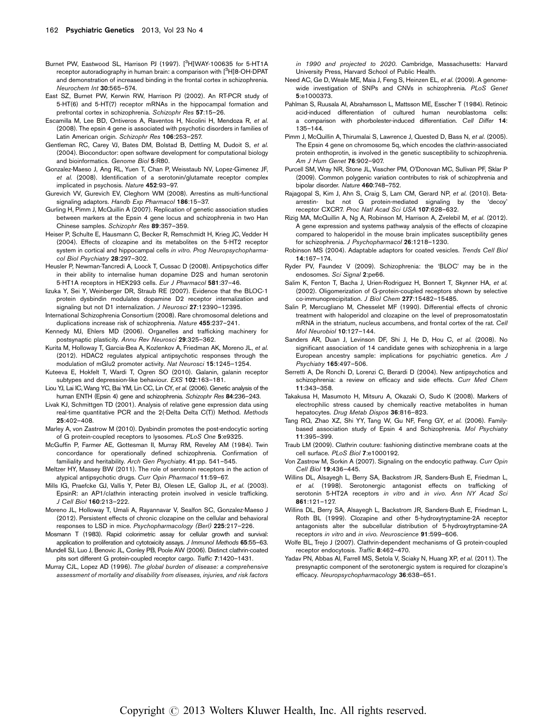Burnet PW, Eastwood SL, Harrison PJ (1997). [$^3$H]WAY-100635 for 5-HT1A receptor autoradiography in human brain: a comparison with [$^3$H]8-OH-DPAT and demonstration of increased binding in the frontal cortex in schizophrenia. *Neurochem Int* **30**:565–574.

East SZ, Burnet PW, Kerwin RW, Harrison PJ (2002). An RT-PCR study of 5-HT(6) and 5-HT(7) receptor mRNAs in the hippocampal formation and prefrontal cortex in schizophrenia. *Schizophr Res* **57**:15–26.

Escamilla M, Lee BD, Ontiveros A, Raventos H, Nicolini H, Mendoza R, *et al.* (2008). The epsin 4 gene is associated with psychotic disorders in families of Latin American origin. *Schizophr Res* **106**:253–257.

Gentleman RC, Carey VJ, Bates DM, Bolstad B, Dettling M, Dudoit S, *et al.* (2004). Bioconductor: open software development for computational biology and bioinformatics. *Genome Biol* **5**:R80.

Gonzalez-Maeso J, Ang RL, Yuen T, Chan P, Weisstaub NV, Lopez-Gimenez JF, *et al.* (2008). Identification of a serotonin/glutamate receptor complex implicated in psychosis. *Nature* **452**:93–97.

Gurevich VV, Gurevich EV, Cleghorn WM (2008). Arrestins as multi-functional signaling adaptors. *Handb Exp Pharmacol* **186**:15–37.

Gurling H, Pimm J, McQuillin A (2007). Replication of genetic association studies between markers at the Epsin 4 gene locus and schizophrenia in two Han Chinese samples. *Schizophr Res* **89**:357–359.

Heiser P, Schulte E, Hausmann C, Becker R, Remschmidt H, Krieg JC, Vedder H (2004). Effects of clozapine and its metabolites on the 5-HT2 receptor system in cortical and hippocampal cells *in vitro*. *Prog Neuropsychopharmacol Biol Psychiatry* **28**:297–302.

Heusler P, Newman-Tancredi A, Loock T, Cussac D (2008). Antipsychotics differ in their ability to internalise human dopamine D2S and human serotonin 5-HT1A receptors in HEK293 cells. *Eur J Pharmacol* **581**:37–46.

Iizuka Y, Sei Y, Weinberger DR, Straub RE (2007). Evidence that the BLOC-1 protein dysbindin modulates dopamine D2 receptor internalization and signaling but not D1 internalization. *J Neurosci* **27**:12390–12395.

International Schizophrenia Consortium (2008). Rare chromosomal deletions and duplications increase risk of schizophrenia. *Nature* **455**:237–241.

Kennedy MJ, Ehlers MD (2006). Organelles and trafficking machinery for postsynaptic plasticity. *Annu Rev Neurosci* **29**:325–362.

Kurita M, Holloway T, Garcia-Bea A, Kozlenkov A, Friedman AK, Moreno JL, *et al.* (2012). HDAC2 regulates atypical antipsychotic responses through the modulation of mGlu2 promoter activity. *Nat Neurosci* **15**:1245–1254.

Kuteeva E, Hokfelt T, Wardi T, Ogren SO (2010). Galanin, galanin receptor subtypes and depression-like behaviour. *EXS* **102**:163–181.

Liou YJ, Lai IC, Wang YC, Bai YM, Lin CC, Lin CY, *et al.* (2006). Genetic analysis of the human ENTH (Epsin 4) gene and schizophrenia. *Schizophr Res* **84**:236–243.

Livak KJ, Schmittgen TD (2001). Analysis of relative gene expression data using real-time quantitative PCR and the 2(-Delta Delta C(T)) Method. *Methods* **25**:402–408.

Marley A, von Zastrow M (2010). Dysbindin promotes the post-endocytic sorting of G protein-coupled receptors to lysosomes. *PLoS One* **5**:e9325.

McGuffin P, Farmer AE, Gottesman II, Murray RM, Reveley AM (1984). Twin concordance for operationally defined schizophrenia. Confirmation of familiality and heritability. *Arch Gen Psychiatry.* **41**:pp. 541–545.

Meltzer HY, Massey BW (2011). The role of serotonin receptors in the action of atypical antipsychotic drugs. *Curr Opin Pharmacol* **11**:59–67.

Mills IG, Praefcke GJ, Vallis Y, Peter BJ, Olesen LE, Gallop JL, *et al.* (2003). EpsinR: an AP1/clathrin interacting protein involved in vesicle trafficking. *J Cell Biol* **160**:213–222.

Moreno JL, Holloway T, Umali A, Rayannavar V, Sealfon SC, Gonzalez-Maeso J (2012). Persistent effects of chronic clozapine on the cellular and behavioral responses to LSD in mice. *Psychopharmacology (Berl)* **225**:217–226.

Mosmann T (1983). Rapid colorimetric assay for cellular growth and survival: application to proliferation and cytotoxicity assays. *J Immunol Methods* **65**:55–63.

Mundell SJ, Luo J, Benovic JL, Conley PB, Poole AW (2006). Distinct clathrin-coated pits sort different G protein-coupled receptor cargo. *Traffic* **7**:1420–1431.

Murray CJL, Lopez AD (1996). *The global burden of disease: a comprehensive assessment of mortality and disability from diseases, injuries, and risk factors in 1990 and projected to 2020*. Cambridge, Massachusetts: Harvard University Press, Harvard School of Public Health.

Need AC, Ge D, Weale ME, Maia J, Feng S, Heinzen EL, *et al.* (2009). A genome-wide investigation of SNPs and CNVs in schizophrenia. *PLoS Genet* **5**:e1000373.

Pahlman S, Ruusala AI, Abrahamsson L, Mattsson ME, Esscher T (1984). Retinoic acid-induced differentiation of cultured human neuroblastoma cells: a comparison with phorbolester-induced differentiation. *Cell Differ* **14**: 135–144.

Pimm J, McQuillin A, Thirumalai S, Lawrence J, Quested D, Bass N, *et al.* (2005). The Epsin 4 gene on chromosome 5q, which encodes the clathrin-associated protein enthoprotin, is involved in the genetic susceptibility to schizophrenia. *Am J Hum Genet* **76**:902–907.

Purcell SM, Wray NR, Stone JL, Visscher PM, O'Donovan MC, Sullivan PF, Sklar P (2009). Common polygenic variation contributes to risk of schizophrenia and bipolar disorder. *Nature* **460**:748–752.

Rajagopal S, Kim J, Ahn S, Craig S, Lam CM, Gerard NP, *et al.* (2010). Beta-arrestin- but not G protein-mediated signaling by the 'decoy' receptor CXCR7. *Proc Natl Acad Sci USA* **107**:628–632.

Rizig MA, McQuillin A, Ng A, Robinson M, Harrison A, Zvelebil M, *et al.* (2012). A gene expression and systems pathway analysis of the effects of clozapine compared to haloperidol in the mouse brain implicates susceptibility genes for schizophrenia. *J Psychopharmacol* **26**:1218–1230.

Robinson MS (2004). Adaptable adaptors for coated vesicles. *Trends Cell Biol* **14**:167–174.

Ryder PV, Faundez V (2009). Schizophrenia: the 'BLOC' may be in the endosomes. *Sci Signal* **2**:pe66.

Salim K, Fenton T, Bacha J, Urien-Rodriguez H, Bonnert T, Skynner HA, *et al.* (2002). Oligomerization of G-protein-coupled receptors shown by selective co-immunoprecipitation. *J Biol Chem* **277**:15482–15485.

Salin P, Mercugliano M, Chesselet MF (1990). Differential effects of chronic treatment with haloperidol and clozapine on the level of preprosomatostatin mRNA in the striatum, nucleus accumbens, and frontal cortex of the rat. *Cell Mol Neurobiol* **10**:127–144.

Sanders AR, Duan J, Levinson DF, Shi J, He D, Hou C, *et al.* (2008). No significant association of 14 candidate genes with schizophrenia in a large European ancestry sample: implications for psychiatric genetics. *Am J Psychiatry* **165**:497–506.

Serretti A, De Ronchi D, Lorenzi C, Berardi D (2004). New antipsychotics and schizophrenia: a review on efficacy and side effects. *Curr Med Chem* **11**:343–358.

Takakusa H, Masumoto H, Mitsuru A, Okazaki O, Sudo K (2008). Markers of electrophilic stress caused by chemically reactive metabolites in human hepatocytes. *Drug Metab Dispos* **36**:816–823.

Tang RQ, Zhao XZ, Shi YY, Tang W, Gu NF, Feng GY, *et al.* (2006). Family-based association study of Epsin 4 and Schizophrenia. *Mol Psychiatry* **11**:395–399.

Traub LM (2009). Clathrin couture: fashioning distinctive membrane coats at the cell surface. *PLoS Biol* **7**:e1000192.

Von Zastrow M, Sorkin A (2007). Signaling on the endocytic pathway. *Curr Opin Cell Biol* **19**:436–445.

Willins DL, Alsayegh L, Berry SA, Backstrom JR, Sanders-Bush E, Friedman L, *et al.* (1998). Serotonergic antagonist effects on trafficking of serotonin 5-HT2A receptors *in vitro* and *in vivo*. *Ann NY Acad Sci* **861**:121–127.

Willins DL, Berry SA, Alsayegh L, Backstrom JR, Sanders-Bush E, Friedman L, Roth BL (1999). Clozapine and other 5-hydroxytryptamine-2A receptor antagonists alter the subcellular distribution of 5-hydroxytryptamine-2A receptors *in vitro* and *in vivo*. *Neuroscience* **91**:599–606.

Wolfe BL, Trejo J (2007). Clathrin-dependent mechanisms of G protein-coupled receptor endocytosis. *Traffic* **8**:462–470.

Yadav PN, Abbas AI, Farrell MS, Setola V, Sciaky N, Huang XP, *et al.* (2011). The presynaptic component of the serotonergic system is required for clozapine's efficacy. *Neuropsychopharmacology* **36**:638–651.